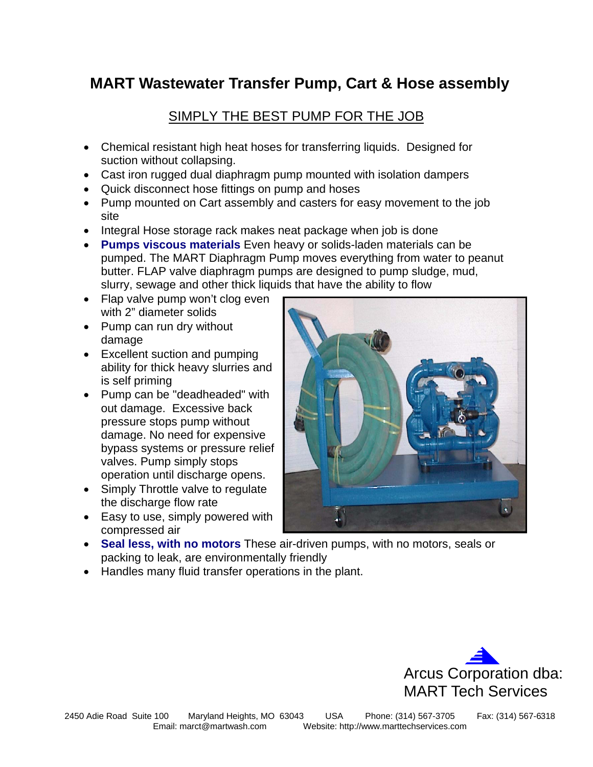# MART Wastewater Transfer Pump, Cart & Hose assembly

## SIMPLY THE BEST PUMP FOR THE JOB

- Chemical resistant high heat hoses for transferring liquids. Designed for suction without collapsing.
- Cast iron rugged dual diaphragm pump mounted with isolation dampers
- Quick disconnect hose fittings on pump and hoses
- Pump mounted on Cart assembly and casters for easy movement to the job site
- Integral Hose storage rack makes neat package when job is done
- **Pumps viscous materials** Even heavy or solids-laden materials can be pumped. The MART Diaphragm Pump moves everything from water to peanut butter. FLAP valve diaphragm pumps are designed to pump sludge, mud, slurry, sewage and other thick liquids that have the ability to flow
- Flap valve pump won't clog even with 2" diameter solids
- Pump can run dry without damage
- Excellent suction and pumping ability for thick heavy slurries and is self priming
- Pump can be "deadheaded" with out damage. Excessive back pressure stops pump without damage. No need for expensive bypass systems or pressure relief valves. Pump simply stops operation until discharge opens.
- Simply Throttle valve to regulate the discharge flow rate
- Easy to use, simply powered with compressed air
- **Seal less, with no motors** These air-driven pumps, with no motors, seals or packing to leak, are environmentally friendly
- Handles many fluid transfer operations in the plant.

Arcus Corporation dba:
MART Tech Services

2450 Adie Road Suite 100 Maryland Heights, MO 63043 USA Phone: (314) 567-3705 Fax: (314) 567-6318
Email: marct@martwash.com Website: http://www.marttechservices.com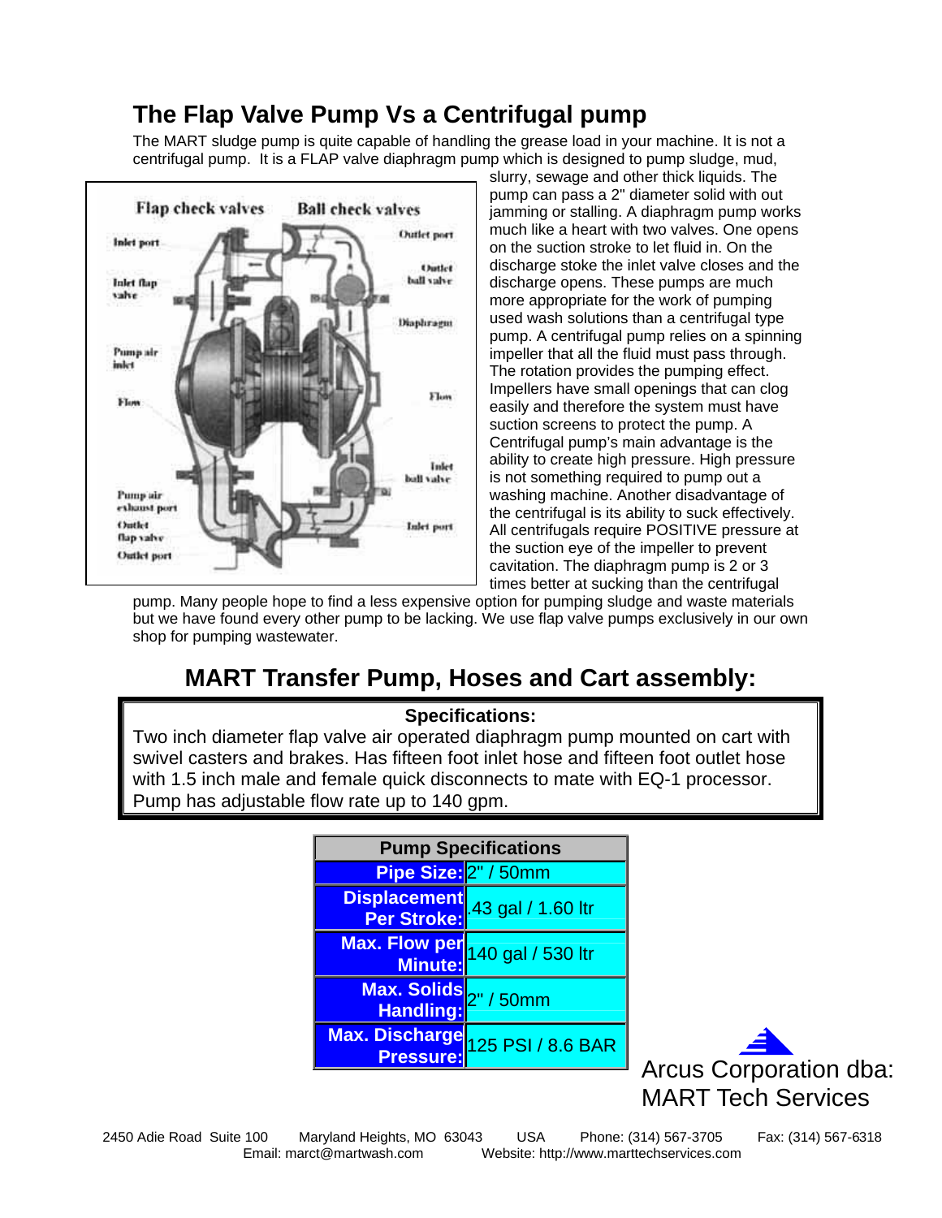## The Flap Valve Pump Vs a Centrifugal pump

The MART sludge pump is quite capable of handling the grease load in your machine. It is not a centrifugal pump. It is a FLAP valve diaphragm pump which is designed to pump sludge, mud, slurry, sewage and other thick liquids. The pump can pass a 2" diameter solid with out jamming or stalling. A diaphragm pump works much like a heart with two valves. One opens on the suction stroke to let fluid in. On the discharge stoke the inlet valve closes and the discharge opens. These pumps are much more appropriate for the work of pumping used wash solutions than a centrifugal type pump. A centrifugal pump relies on a spinning impeller that all the fluid must pass through. The rotation provides the pumping effect. Impellers have small openings that can clog easily and therefore the system must have suction screens to protect the pump. A Centrifugal pump's main advantage is the ability to create high pressure. High pressure is not something required to pump out a washing machine. Another disadvantage of the centrifugal is its ability to suck effectively. All centrifugals require POSITIVE pressure at the suction eye of the impeller to prevent cavitation. The diaphragm pump is 2 or 3 times better at sucking than the centrifugal pump. Many people hope to find a less expensive option for pumping sludge and waste materials but we have found every other pump to be lacking. We use flap valve pumps exclusively in our own shop for pumping wastewater.

## MART Transfer Pump, Hoses and Cart assembly:

**Specifications:**

Two inch diameter flap valve air operated diaphragm pump mounted on cart with swivel casters and brakes. Has fifteen foot inlet hose and fifteen foot outlet hose with 1.5 inch male and female quick disconnects to mate with EQ-1 processor. Pump has adjustable flow rate up to 140 gpm.

| Pump Specifications | |
|---|---|
| Pipe Size: | 2" / 50mm |
| Displacement Per Stroke: | .43 gal / 1.60 ltr |
| Max. Flow per Minute: | 140 gal / 530 ltr |
| Max. Solids Handling: | 2" / 50mm |
| Max. Discharge Pressure: | 125 PSI / 8.6 BAR |

Arcus Corporation dba:
MART Tech Services

2450 Adie Road Suite 100 Maryland Heights, MO 63043 USA Phone: (314) 567-3705 Fax: (314) 567-6318
Email: marct@martwash.com Website: http://www.marttechservices.com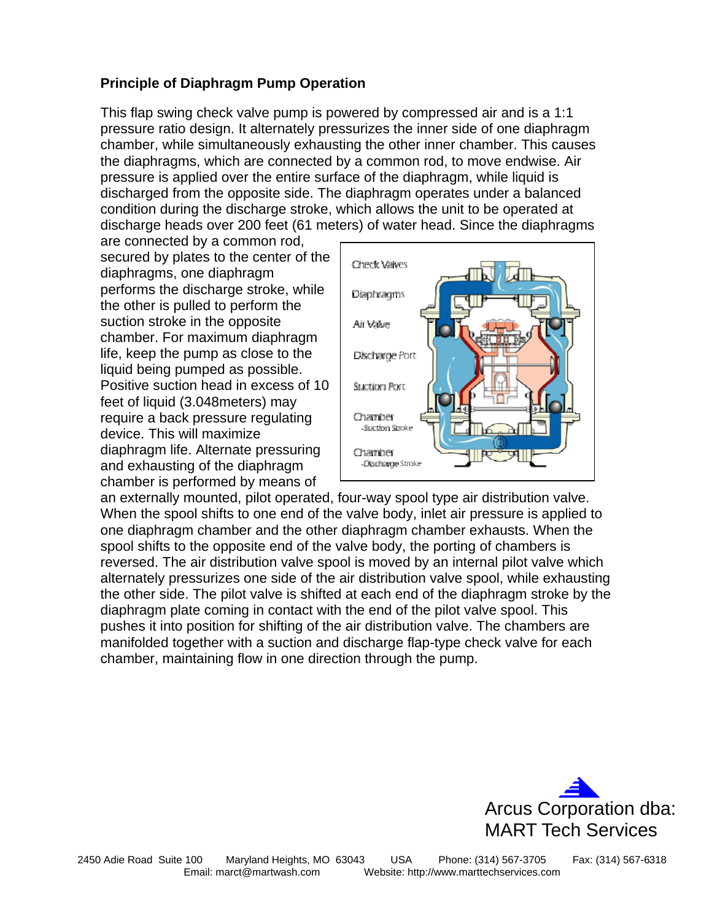### Principle of Diaphragm Pump Operation

This flap swing check valve pump is powered by compressed air and is a 1:1 pressure ratio design. It alternately pressurizes the inner side of one diaphragm chamber, while simultaneously exhausting the other inner chamber. This causes the diaphragms, which are connected by a common rod, to move endwise. Air pressure is applied over the entire surface of the diaphragm, while liquid is discharged from the opposite side. The diaphragm operates under a balanced condition during the discharge stroke, which allows the unit to be operated at discharge heads over 200 feet (61 meters) of water head. Since the diaphragms are connected by a common rod, secured by plates to the center of the diaphragms, one diaphragm performs the discharge stroke, while the other is pulled to perform the suction stroke in the opposite chamber. For maximum diaphragm life, keep the pump as close to the liquid being pumped as possible. Positive suction head in excess of 10 feet of liquid (3.048meters) may require a back pressure regulating device. This will maximize diaphragm life. Alternate pressuring and exhausting of the diaphragm chamber is performed by means of an externally mounted, pilot operated, four-way spool type air distribution valve. When the spool shifts to one end of the valve body, inlet air pressure is applied to one diaphragm chamber and the other diaphragm chamber exhausts. When the spool shifts to the opposite end of the valve body, the porting of chambers is reversed. The air distribution valve spool is moved by an internal pilot valve which alternately pressurizes one side of the air distribution valve spool, while exhausting the other side. The pilot valve is shifted at each end of the diaphragm stroke by the diaphragm plate coming in contact with the end of the pilot valve spool. This pushes it into position for shifting of the air distribution valve. The chambers are manifolded together with a suction and discharge flap-type check valve for each chamber, maintaining flow in one direction through the pump.

Check Valves
Diaphragms
Air Valve
Discharge Port
Suction Port
Chamber -Suction Stroke
Chamber -Discharge Stroke